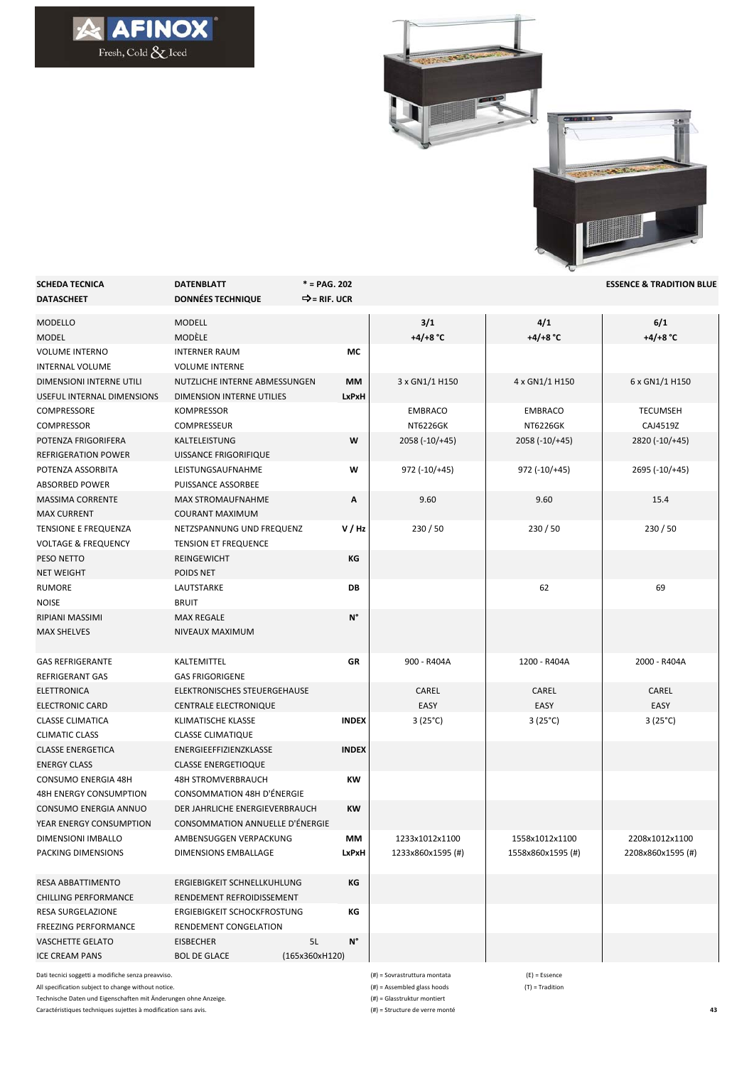AFINOX

Fresh, Cold & Iced

| SCHEDA TECNICA<br>DATASCHEET | DATENBLATT<br>DONNÉES TECHNIQUE | * = PAG. 202<br>⇨= RIF. UCR | | | ESSENCE & TRADITION BLUE |
|---|---|---|---|---|---|
| MODELLO<br>MODEL | MODELL<br>MODÈLE | | **3/1**<br>**+4/+8 °C** | **4/1**<br>**+4/+8 °C** | **6/1**<br>**+4/+8 °C** |
| VOLUME INTERNO<br>INTERNAL VOLUME | INTERNER RAUM<br>VOLUME INTERNE | **MC** | | | |
| DIMENSIONI INTERNE UTILI<br>USEFUL INTERNAL DIMENSIONS | NUTZLICHE INTERNE ABMESSUNGEN<br>DIMENSION INTERNE UTILIES | **MM**<br>**LxPxH** | 3 x GN1/1 H150 | 4 x GN1/1 H150 | 6 x GN1/1 H150 |
| COMPRESSORE<br>COMPRESSOR | KOMPRESSOR<br>COMPRESSEUR | | EMBRACO<br>NT6226GK | EMBRACO<br>NT6226GK | TECUMSEH<br>CAJ4519Z |
| POTENZA FRIGORIFERA<br>REFRIGERATION POWER | KALTELEISTUNG<br>UISSANCE FRIGORIFIQUE | **W** | 2058 (-10/+45) | 2058 (-10/+45) | 2820 (-10/+45) |
| POTENZA ASSORBITA<br>ABSORBED POWER | LEISTUNGSAUFNAHME<br>PUISSANCE ASSORBEE | **W** | 972 (-10/+45) | 972 (-10/+45) | 2695 (-10/+45) |
| MASSIMA CORRENTE<br>MAX CURRENT | MAX STROMAUFNAHME<br>COURANT MAXIMUM | **A** | 9.60 | 9.60 | 15.4 |
| TENSIONE E FREQUENZA<br>VOLTAGE & FREQUENCY | NETZSPANNUNG UND FREQUENZ<br>TENSION ET FREQUENCE | **V / Hz** | 230 / 50 | 230 / 50 | 230 / 50 |
| PESO NETTO<br>NET WEIGHT | REINGEWICHT<br>POIDS NET | **KG** | | | |
| RUMORE<br>NOISE | LAUTSTARKE<br>BRUIT | **DB** | | 62 | 69 |
| RIPIANI MASSIMI<br>MAX SHELVES | MAX REGALE<br>NIVEAUX MAXIMUM | **N°** | | | |
| GAS REFRIGERANTE<br>REFRIGERANT GAS | KALTEMITTEL<br>GAS FRIGORIGENE | **GR** | 900 - R404A | 1200 - R404A | 2000 - R404A |
| ELETTRONICA<br>ELECTRONIC CARD | ELEKTRONISCHES STEUERGEHAUSE<br>CENTRALE ELECTRONIQUE | | CAREL<br>EASY | CAREL<br>EASY | CAREL<br>EASY |
| CLASSE CLIMATICA<br>CLIMATIC CLASS | KLIMATISCHE KLASSE<br>CLASSE CLIMATIQUE | **INDEX** | 3 (25°C) | 3 (25°C) | 3 (25°C) |
| CLASSE ENERGETICA<br>ENERGY CLASS | ENERGIEEFFIZIENZKLASSE<br>CLASSE ENERGETIOQUE | **INDEX** | | | |
| CONSUMO ENERGIA 48H<br>48H ENERGY CONSUMPTION | 48H STROMVERBRAUCH<br>CONSOMMATION 48H D'ÉNERGIE | **KW** | | | |
| CONSUMO ENERGIA ANNUO<br>YEAR ENERGY CONSUMPTION | DER JAHRLICHE ENERGIEVERBRAUCH<br>CONSOMMATION ANNUELLE D'ÉNERGIE | **KW** | | | |
| DIMENSIONI IMBALLO<br>PACKING DIMENSIONS | AMBENSUGGEN VERPACKUNG<br>DIMENSIONS EMBALLAGE | **MM**<br>**LxPxH** | 1233x1012x1100<br>1233x860x1595 (#) | 1558x1012x1100<br>1558x860x1595 (#) | 2208x1012x1100<br>2208x860x1595 (#) |
| RESA ABBATTIMENTO<br>CHILLING PERFORMANCE | ERGIEBIGKEIT SCHNELLKUHLUNG<br>RENDEMENT REFROIDISSEMENT | **KG** | | | |
| RESA SURGELAZIONE<br>FREEZING PERFORMANCE | ERGIEBIGKEIT SCHOCKFROSTUNG<br>RENDEMENT CONGELATION | **KG** | | | |
| VASCHETTE GELATO<br>ICE CREAM PANS | EISBECHER 5L<br>BOL DE GLACE (165x360xH120) | **N°** | | | |

Dati tecnici soggetti a modifiche senza preavviso.
All specification subject to change without notice.
Technische Daten und Eigenschaften mit Änderungen ohne Anzeige.
Caractéristiques techniques sujettes à modification sans avis.

(#) = Sovrastruttura montata
(#) = Assembled glass hoods
(#) = Glasstruktur montiert
(#) = Structure de verre monté

(E) = Essence
(T) = Tradition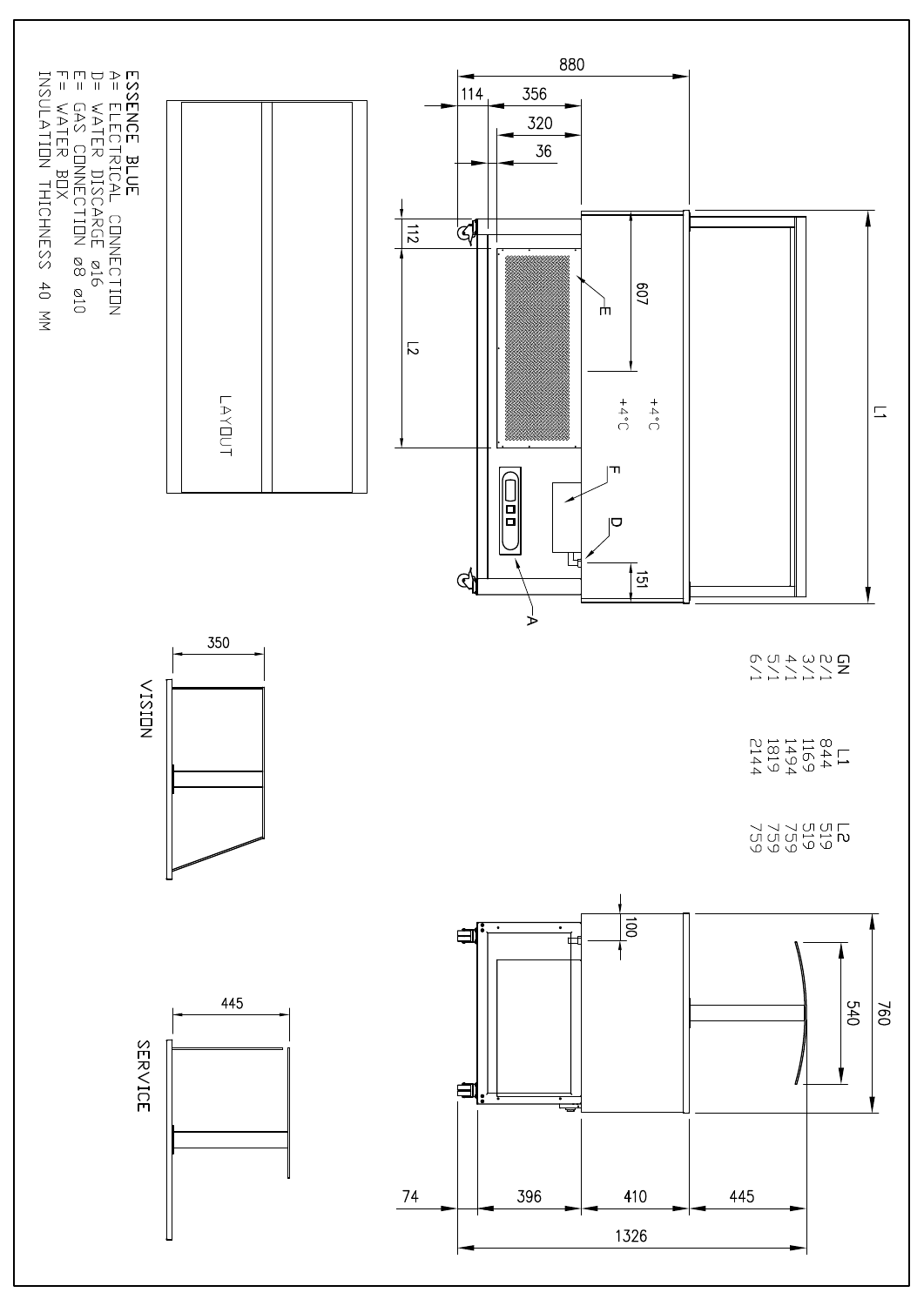# ESSENCE BLUE

- A= ELECTRICAL CONNECTION
- D= WATER DISCARGE ø16
- E= GAS CONNECTION ø8 ø10
- F= WATER BOX
- INSULATION THICHNESS 40 MM

LAYOUT

VISION

SERVICE

| GN | L1 | L2 |
|---|---|---|
| 2/1 | 844 | 519 |
| 3/1 | 1169 | 519 |
| 4/1 | 1494 | 759 |
| 5/1 | 1819 | 759 |
| 6/1 | 2144 | 759 |

880, 114, 356, 320, 36, 112, 607, L2, L1, 151, +4°C, +4°C, E, F, D, A

350, 445, 100, 540, 760, 74, 396, 410, 445, 1326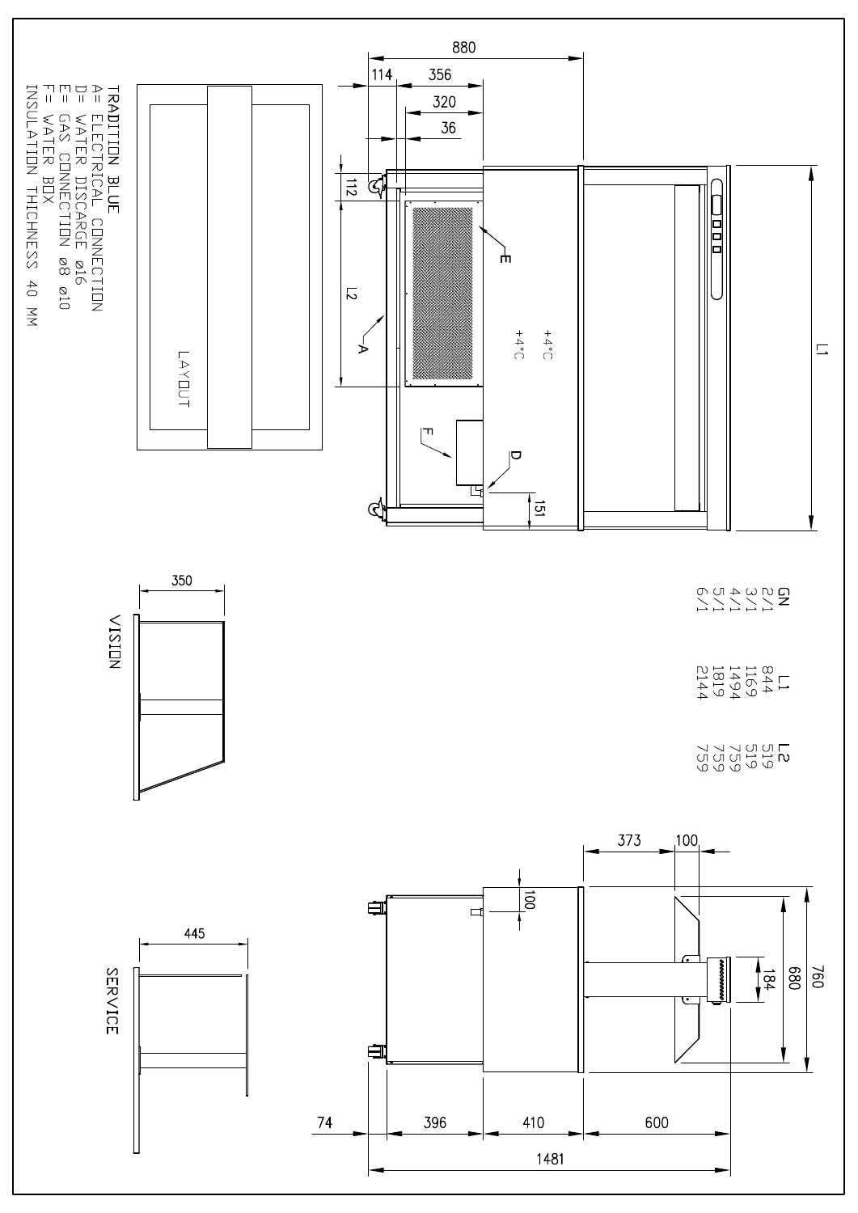TRADITION BLUE

A= ELECTRICAL CONNECTION
D= WATER DISCARGE ø16
E= GAS CONNECTION ø8 ø10
F= WATER BOX
INSULATION THICHNESS 40 MM

LAYOUT

| GN | L1 | L2 |
| --- | --- | --- |
| 2/1 | 844 | 519 |
| 3/1 | 1169 | 519 |
| 4/1 | 1494 | 759 |
| 5/1 | 1819 | 759 |
| 6/1 | 2144 | 759 |

VISION

350

SERVICE

445

880
114
356
320
36
112
L2
L1
151
+4°C
+4°C
A
D
E
F

373
100
100
184
680
760
74
396
410
600
1481